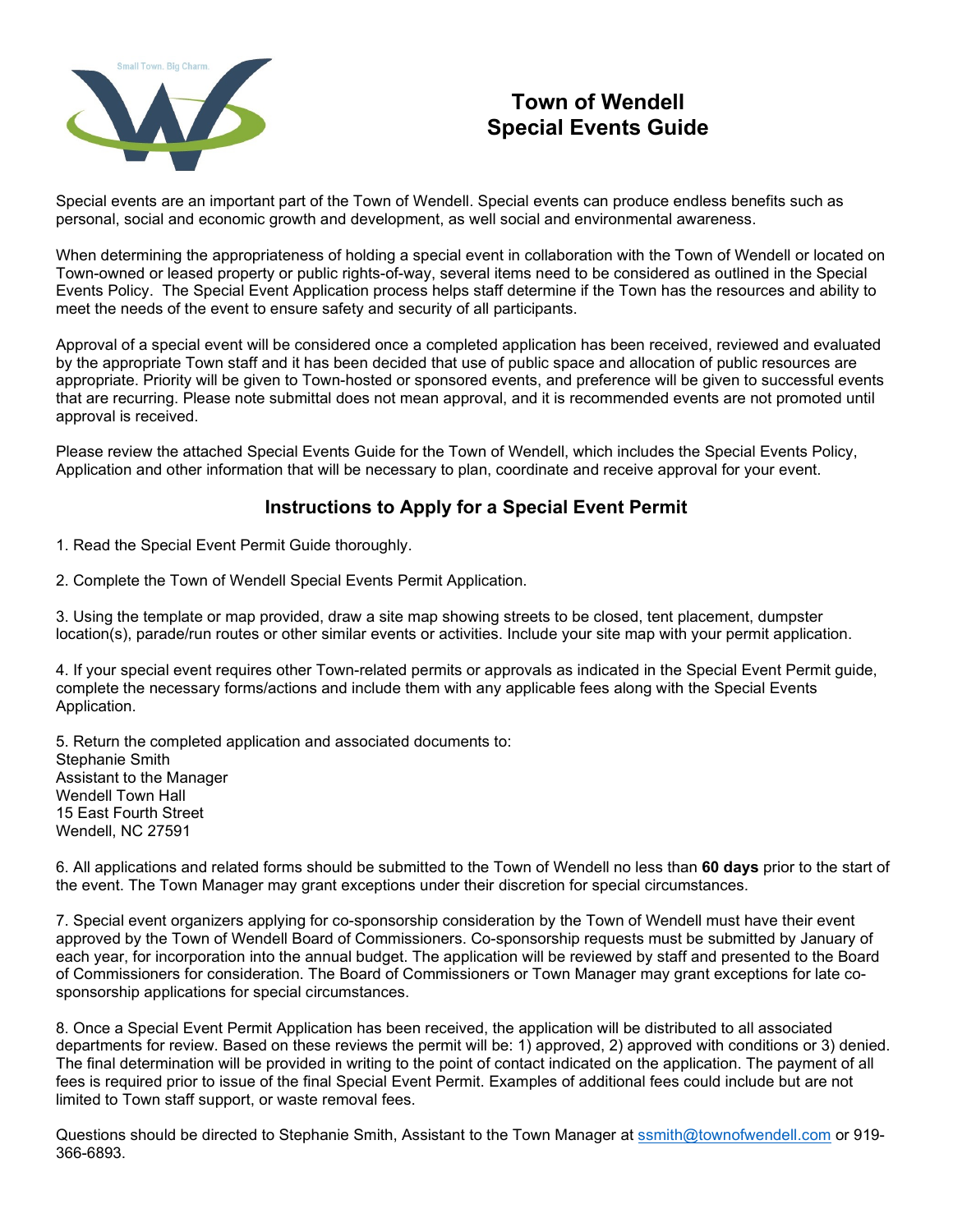# Town of Wendell Special Events Guide

Special events are an important part of the Town of Wendell. Special events can produce endless benefits such as personal, social and economic growth and development, as well social and environmental awareness.

When determining the appropriateness of holding a special event in collaboration with the Town of Wendell or located on Town-owned or leased property or public rights-of-way, several items need to be considered as outlined in the Special Events Policy. The Special Event Application process helps staff determine if the Town has the resources and ability to meet the needs of the event to ensure safety and security of all participants.

Approval of a special event will be considered once a completed application has been received, reviewed and evaluated by the appropriate Town staff and it has been decided that use of public space and allocation of public resources are appropriate. Priority will be given to Town-hosted or sponsored events, and preference will be given to successful events that are recurring. Please note submittal does not mean approval, and it is recommended events are not promoted until approval is received.

Please review the attached Special Events Guide for the Town of Wendell, which includes the Special Events Policy, Application and other information that will be necessary to plan, coordinate and receive approval for your event.

## Instructions to Apply for a Special Event Permit

1. Read the Special Event Permit Guide thoroughly.

2. Complete the Town of Wendell Special Events Permit Application.

3. Using the template or map provided, draw a site map showing streets to be closed, tent placement, dumpster location(s), parade/run routes or other similar events or activities. Include your site map with your permit application.

4. If your special event requires other Town-related permits or approvals as indicated in the Special Event Permit guide, complete the necessary forms/actions and include them with any applicable fees along with the Special Events Application.

5. Return the completed application and associated documents to:
Stephanie Smith
Assistant to the Manager
Wendell Town Hall
15 East Fourth Street
Wendell, NC 27591

6. All applications and related forms should be submitted to the Town of Wendell no less than **60 days** prior to the start of the event. The Town Manager may grant exceptions under their discretion for special circumstances.

7. Special event organizers applying for co-sponsorship consideration by the Town of Wendell must have their event approved by the Town of Wendell Board of Commissioners. Co-sponsorship requests must be submitted by January of each year, for incorporation into the annual budget. The application will be reviewed by staff and presented to the Board of Commissioners for consideration. The Board of Commissioners or Town Manager may grant exceptions for late co-sponsorship applications for special circumstances.

8. Once a Special Event Permit Application has been received, the application will be distributed to all associated departments for review. Based on these reviews the permit will be: 1) approved, 2) approved with conditions or 3) denied. The final determination will be provided in writing to the point of contact indicated on the application. The payment of all fees is required prior to issue of the final Special Event Permit. Examples of additional fees could include but are not limited to Town staff support, or waste removal fees.

Questions should be directed to Stephanie Smith, Assistant to the Town Manager at ssmith@townofwendell.com or 919-366-6893.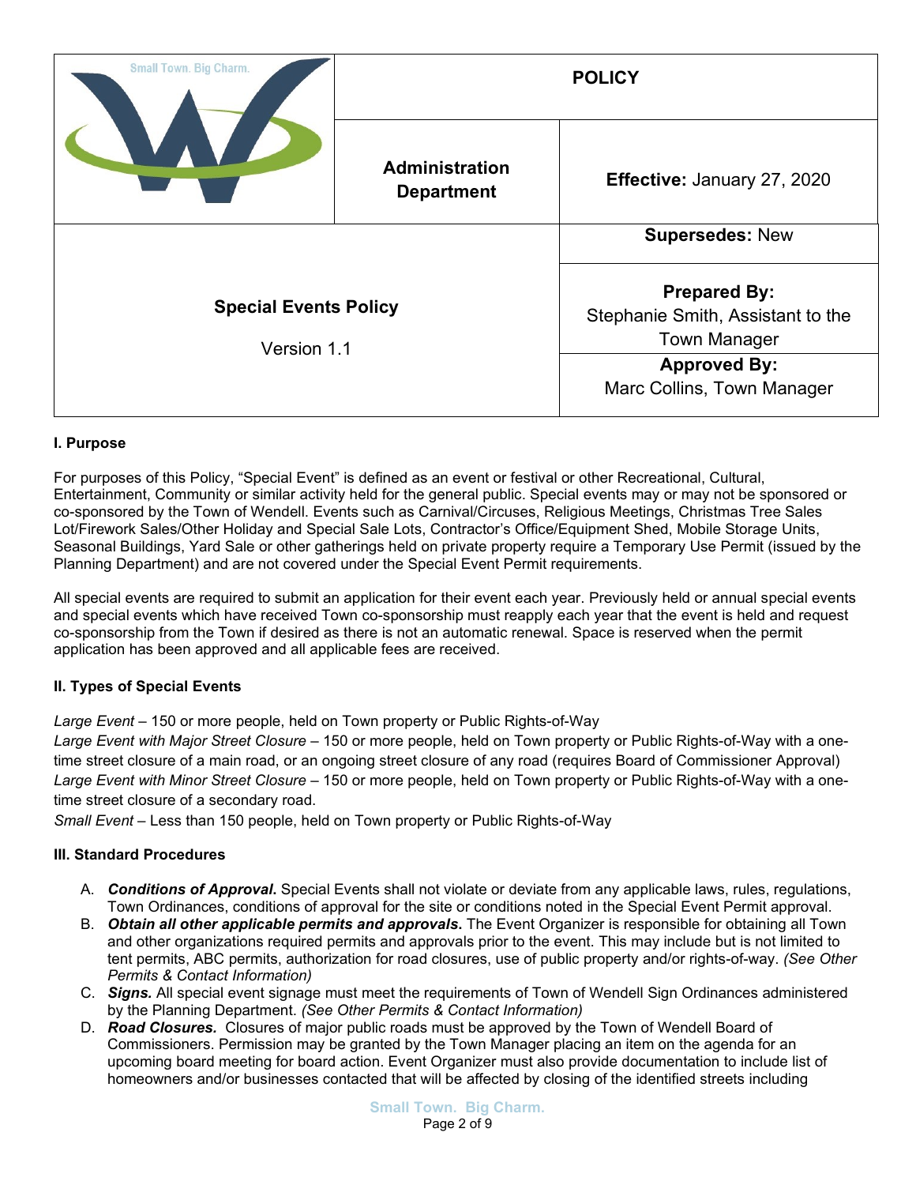| Small Town. Big Charm. | POLICY | |
|---|---|---|
| | **Administration Department** | **Effective:** January 27, 2020 |
| **Special Events Policy** Version 1.1 | | **Supersedes:** New |
| | | **Prepared By:** Stephanie Smith, Assistant to the Town Manager |
| | | **Approved By:** Marc Collins, Town Manager |

**I. Purpose**

For purposes of this Policy, "Special Event" is defined as an event or festival or other Recreational, Cultural, Entertainment, Community or similar activity held for the general public. Special events may or may not be sponsored or co-sponsored by the Town of Wendell. Events such as Carnival/Circuses, Religious Meetings, Christmas Tree Sales Lot/Firework Sales/Other Holiday and Special Sale Lots, Contractor's Office/Equipment Shed, Mobile Storage Units, Seasonal Buildings, Yard Sale or other gatherings held on private property require a Temporary Use Permit (issued by the Planning Department) and are not covered under the Special Event Permit requirements.

All special events are required to submit an application for their event each year. Previously held or annual special events and special events which have received Town co-sponsorship must reapply each year that the event is held and request co-sponsorship from the Town if desired as there is not an automatic renewal. Space is reserved when the permit application has been approved and all applicable fees are received.

**II. Types of Special Events**

*Large Event* – 150 or more people, held on Town property or Public Rights-of-Way
*Large Event with Major Street Closure* – 150 or more people, held on Town property or Public Rights-of-Way with a one-time street closure of a main road, or an ongoing street closure of any road (requires Board of Commissioner Approval)
*Large Event with Minor Street Closure* – 150 or more people, held on Town property or Public Rights-of-Way with a one-time street closure of a secondary road.
*Small Event* – Less than 150 people, held on Town property or Public Rights-of-Way

**III. Standard Procedures**

A. ***Conditions of Approval.*** Special Events shall not violate or deviate from any applicable laws, rules, regulations, Town Ordinances, conditions of approval for the site or conditions noted in the Special Event Permit approval.
B. ***Obtain all other applicable permits and approvals.*** The Event Organizer is responsible for obtaining all Town and other organizations required permits and approvals prior to the event. This may include but is not limited to tent permits, ABC permits, authorization for road closures, use of public property and/or rights-of-way. *(See Other Permits & Contact Information)*
C. ***Signs.*** All special event signage must meet the requirements of Town of Wendell Sign Ordinances administered by the Planning Department. *(See Other Permits & Contact Information)*
D. ***Road Closures.*** Closures of major public roads must be approved by the Town of Wendell Board of Commissioners. Permission may be granted by the Town Manager placing an item on the agenda for an upcoming board meeting for board action. Event Organizer must also provide documentation to include list of homeowners and/or businesses contacted that will be affected by closing of the identified streets including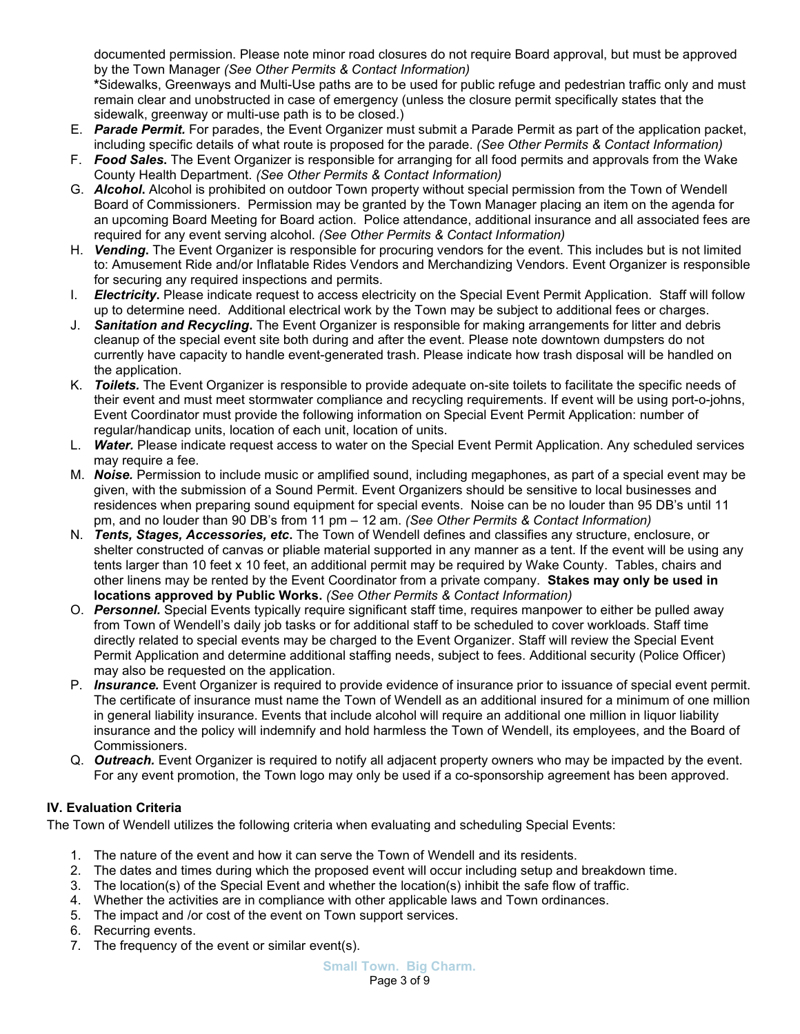documented permission. Please note minor road closures do not require Board approval, but must be approved by the Town Manager *(See Other Permits & Contact Information)*

***Sidewalks, Greenways and Multi-Use paths are to be used for public refuge and pedestrian traffic only and must remain clear and unobstructed in case of emergency (unless the closure permit specifically states that the sidewalk, greenway or multi-use path is to be closed.)**

E. ***Parade Permit.*** For parades, the Event Organizer must submit a Parade Permit as part of the application packet, including specific details of what route is proposed for the parade. *(See Other Permits & Contact Information)*
F. ***Food Sales.*** The Event Organizer is responsible for arranging for all food permits and approvals from the Wake County Health Department. *(See Other Permits & Contact Information)*
G. ***Alcohol.*** Alcohol is prohibited on outdoor Town property without special permission from the Town of Wendell Board of Commissioners. Permission may be granted by the Town Manager placing an item on the agenda for an upcoming Board Meeting for Board action. Police attendance, additional insurance and all associated fees are required for any event serving alcohol. *(See Other Permits & Contact Information)*
H. ***Vending.*** The Event Organizer is responsible for procuring vendors for the event. This includes but is not limited to: Amusement Ride and/or Inflatable Rides Vendors and Merchandizing Vendors. Event Organizer is responsible for securing any required inspections and permits.
I. ***Electricity.*** Please indicate request to access electricity on the Special Event Permit Application. Staff will follow up to determine need. Additional electrical work by the Town may be subject to additional fees or charges.
J. ***Sanitation and Recycling.*** The Event Organizer is responsible for making arrangements for litter and debris cleanup of the special event site both during and after the event. Please note downtown dumpsters do not currently have capacity to handle event-generated trash. Please indicate how trash disposal will be handled on the application.
K. ***Toilets.*** The Event Organizer is responsible to provide adequate on-site toilets to facilitate the specific needs of their event and must meet stormwater compliance and recycling requirements. If event will be using port-o-johns, Event Coordinator must provide the following information on Special Event Permit Application: number of regular/handicap units, location of each unit, location of units.
L. ***Water.*** Please indicate request access to water on the Special Event Permit Application. Any scheduled services may require a fee.
M. ***Noise.*** Permission to include music or amplified sound, including megaphones, as part of a special event may be given, with the submission of a Sound Permit. Event Organizers should be sensitive to local businesses and residences when preparing sound equipment for special events. Noise can be no louder than 95 DB's until 11 pm, and no louder than 90 DB's from 11 pm – 12 am. *(See Other Permits & Contact Information)*
N. ***Tents, Stages, Accessories, etc.*** The Town of Wendell defines and classifies any structure, enclosure, or shelter constructed of canvas or pliable material supported in any manner as a tent. If the event will be using any tents larger than 10 feet x 10 feet, an additional permit may be required by Wake County. Tables, chairs and other linens may be rented by the Event Coordinator from a private company. **Stakes may only be used in locations approved by Public Works.** *(See Other Permits & Contact Information)*
O. ***Personnel.*** Special Events typically require significant staff time, requires manpower to either be pulled away from Town of Wendell's daily job tasks or for additional staff to be scheduled to cover workloads. Staff time directly related to special events may be charged to the Event Organizer. Staff will review the Special Event Permit Application and determine additional staffing needs, subject to fees. Additional security (Police Officer) may also be requested on the application.
P. ***Insurance.*** Event Organizer is required to provide evidence of insurance prior to issuance of special event permit. The certificate of insurance must name the Town of Wendell as an additional insured for a minimum of one million in general liability insurance. Events that include alcohol will require an additional one million in liquor liability insurance and the policy will indemnify and hold harmless the Town of Wendell, its employees, and the Board of Commissioners.
Q. ***Outreach.*** Event Organizer is required to notify all adjacent property owners who may be impacted by the event. For any event promotion, the Town logo may only be used if a co-sponsorship agreement has been approved.

## IV. Evaluation Criteria

The Town of Wendell utilizes the following criteria when evaluating and scheduling Special Events:

1. The nature of the event and how it can serve the Town of Wendell and its residents.
2. The dates and times during which the proposed event will occur including setup and breakdown time.
3. The location(s) of the Special Event and whether the location(s) inhibit the safe flow of traffic.
4. Whether the activities are in compliance with other applicable laws and Town ordinances.
5. The impact and /or cost of the event on Town support services.
6. Recurring events.
7. The frequency of the event or similar event(s).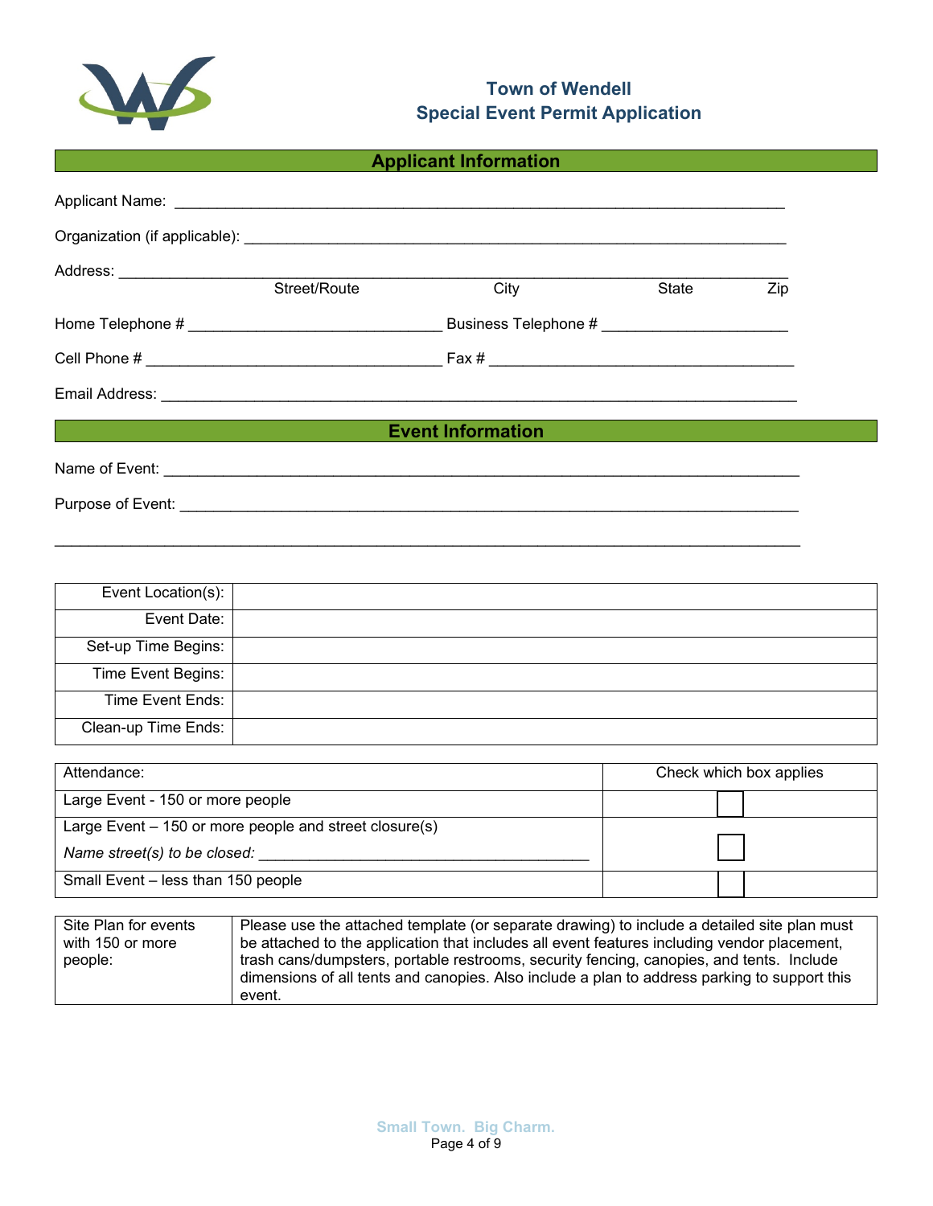# Town of Wendell
## Special Event Permit Application

### Applicant Information

Applicant Name: ______________________________________________________________________

Organization (if applicable): ______________________________________________________________

Address: ______________________________________________________________________________
Street/Route  City  State  Zip

Home Telephone # _____________________________ Business Telephone # _____________________

Cell Phone # __________________________________ Fax # ___________________________________

Email Address: ________________________________________________________________________

### Event Information

Name of Event: ________________________________________________________________________

Purpose of Event: ______________________________________________________________________

_____________________________________________________________________________________

| | |
|---|---|
| Event Location(s): | |
| Event Date: | |
| Set-up Time Begins: | |
| Time Event Begins: | |
| Time Event Ends: | |
| Clean-up Time Ends: | |

| Attendance: | Check which box applies |
|---|---|
| Large Event - 150 or more people | ☐ |
| Large Event – 150 or more people and street closure(s)<br>*Name street(s) to be closed:* ______________________________________ | ☐ |
| Small Event – less than 150 people | ☐ |

| | |
|---|---|
| Site Plan for events with 150 or more people: | Please use the attached template (or separate drawing) to include a detailed site plan must be attached to the application that includes all event features including vendor placement, trash cans/dumpsters, portable restrooms, security fencing, canopies, and tents. Include dimensions of all tents and canopies. Also include a plan to address parking to support this event. |

Small Town. Big Charm.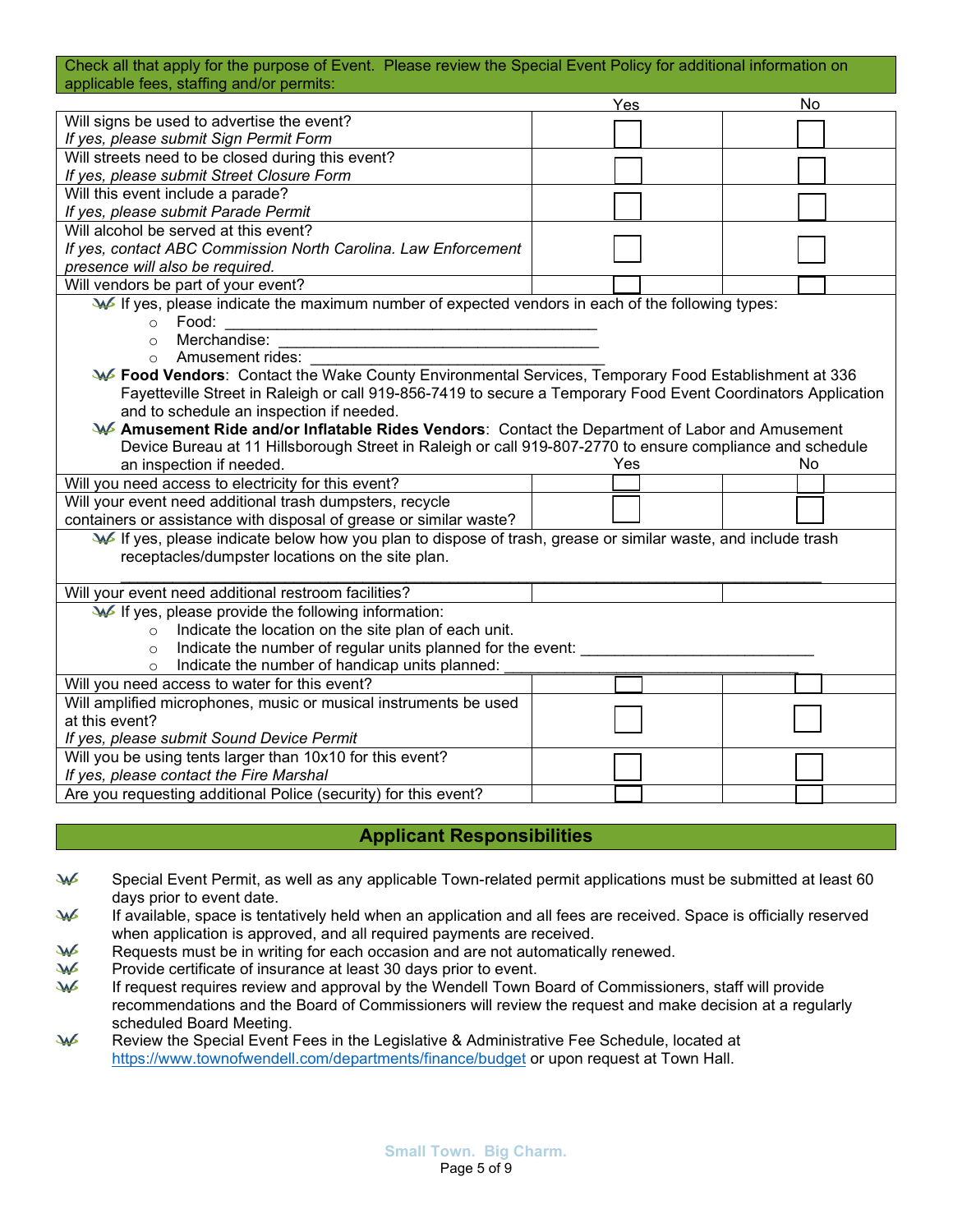| Check all that apply for the purpose of Event. Please review the Special Event Policy for additional information on applicable fees, staffing and/or permits: | Yes | No |
|---|---|---|
| Will signs be used to advertise the event? *If yes, please submit Sign Permit Form* | ☐ | ☐ |
| Will streets need to be closed during this event? *If yes, please submit Street Closure Form* | ☐ | ☐ |
| Will this event include a parade? *If yes, please submit Parade Permit* | ☐ | ☐ |
| Will alcohol be served at this event? *If yes, contact ABC Commission North Carolina. Law Enforcement presence will also be required.* | ☐ | ☐ |
| Will vendors be part of your event? | ☐ | ☐ |

- If yes, please indicate the maximum number of expected vendors in each of the following types:
  - Food: ________________________________________
  - Merchandise: ________________________________________
  - Amusement rides: ________________________________________
- **Food Vendors**: Contact the Wake County Environmental Services, Temporary Food Establishment at 336 Fayetteville Street in Raleigh or call 919-856-7419 to secure a Temporary Food Event Coordinators Application and to schedule an inspection if needed.
- **Amusement Ride and/or Inflatable Rides Vendors**: Contact the Department of Labor and Amusement Device Bureau at 11 Hillsborough Street in Raleigh or call 919-807-2770 to ensure compliance and schedule an inspection if needed.

| | Yes | No |
|---|---|---|
| Will you need access to electricity for this event? | ☐ | ☐ |
| Will your event need additional trash dumpsters, recycle containers or assistance with disposal of grease or similar waste? | ☐ | ☐ |

- If yes, please indicate below how you plan to dispose of trash, grease or similar waste, and include trash receptacles/dumpster locations on the site plan.

  ________________________________________________________________________________

| | Yes | No |
|---|---|---|
| Will your event need additional restroom facilities? | | |

- If yes, please provide the following information:
  - Indicate the location on the site plan of each unit.
  - Indicate the number of regular units planned for the event: ____________________________
  - Indicate the number of handicap units planned: ________________________________________

| | Yes | No |
|---|---|---|
| Will you need access to water for this event? | ☐ | ☐ |
| Will amplified microphones, music or musical instruments be used at this event? *If yes, please submit Sound Device Permit* | ☐ | ☐ |
| Will you be using tents larger than 10x10 for this event? *If yes, please contact the Fire Marshal* | ☐ | ☐ |
| Are you requesting additional Police (security) for this event? | ☐ | ☐ |

## Applicant Responsibilities

- Special Event Permit, as well as any applicable Town-related permit applications must be submitted at least 60 days prior to event date.
- If available, space is tentatively held when an application and all fees are received. Space is officially reserved when application is approved, and all required payments are received.
- Requests must be in writing for each occasion and are not automatically renewed.
- Provide certificate of insurance at least 30 days prior to event.
- If request requires review and approval by the Wendell Town Board of Commissioners, staff will provide recommendations and the Board of Commissioners will review the request and make decision at a regularly scheduled Board Meeting.
- Review the Special Event Fees in the Legislative & Administrative Fee Schedule, located at https://www.townofwendell.com/departments/finance/budget or upon request at Town Hall.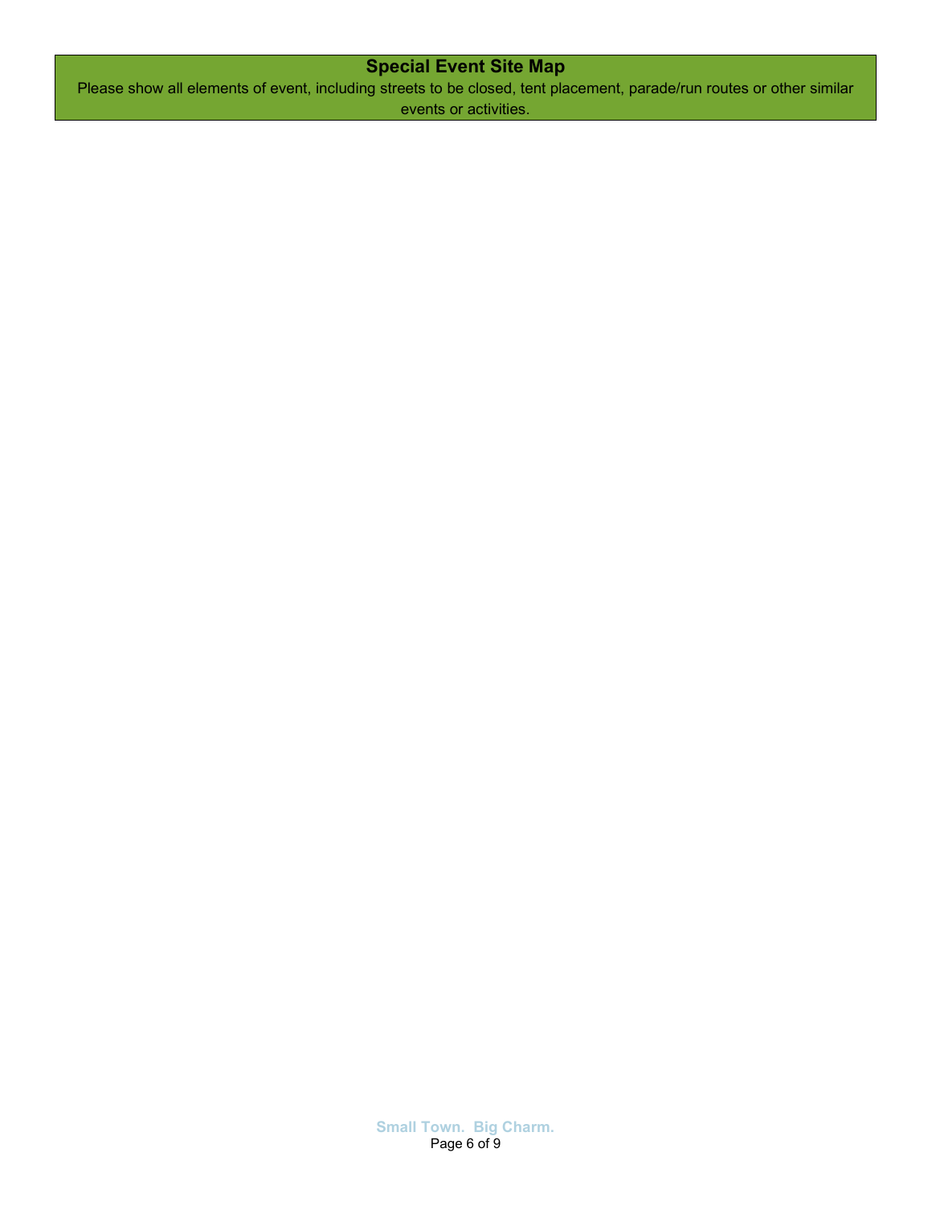## Special Event Site Map

Please show all elements of event, including streets to be closed, tent placement, parade/run routes or other similar events or activities.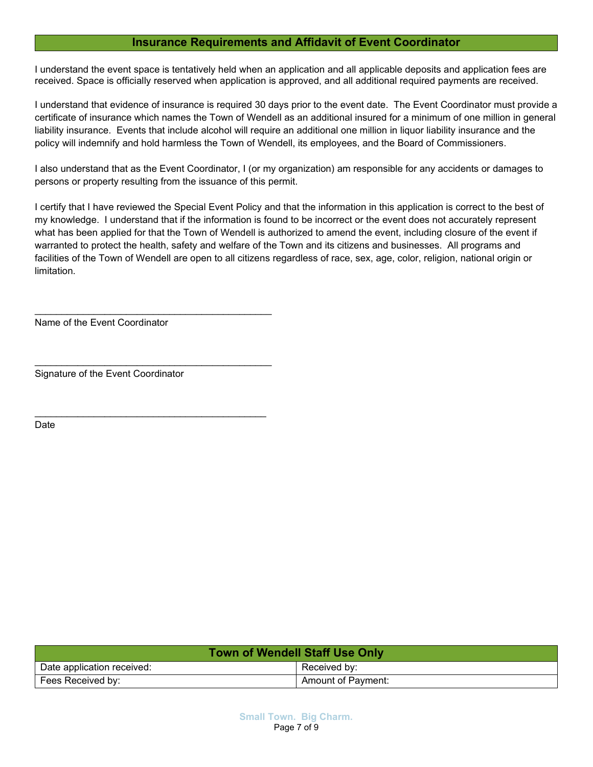## Insurance Requirements and Affidavit of Event Coordinator

I understand the event space is tentatively held when an application and all applicable deposits and application fees are received. Space is officially reserved when application is approved, and all additional required payments are received.

I understand that evidence of insurance is required 30 days prior to the event date. The Event Coordinator must provide a certificate of insurance which names the Town of Wendell as an additional insured for a minimum of one million in general liability insurance. Events that include alcohol will require an additional one million in liquor liability insurance and the policy will indemnify and hold harmless the Town of Wendell, its employees, and the Board of Commissioners.

I also understand that as the Event Coordinator, I (or my organization) am responsible for any accidents or damages to persons or property resulting from the issuance of this permit.

I certify that I have reviewed the Special Event Policy and that the information in this application is correct to the best of my knowledge. I understand that if the information is found to be incorrect or the event does not accurately represent what has been applied for that the Town of Wendell is authorized to amend the event, including closure of the event if warranted to protect the health, safety and welfare of the Town and its citizens and businesses. All programs and facilities of the Town of Wendell are open to all citizens regardless of race, sex, age, color, religion, national origin or limitation.

_____________________________________________

Name of the Event Coordinator

_____________________________________________

Signature of the Event Coordinator

_____________________________________________

Date

| Town of Wendell Staff Use Only | |
|---|---|
| Date application received: | Received by: |
| Fees Received by: | Amount of Payment: |

Small Town. Big Charm.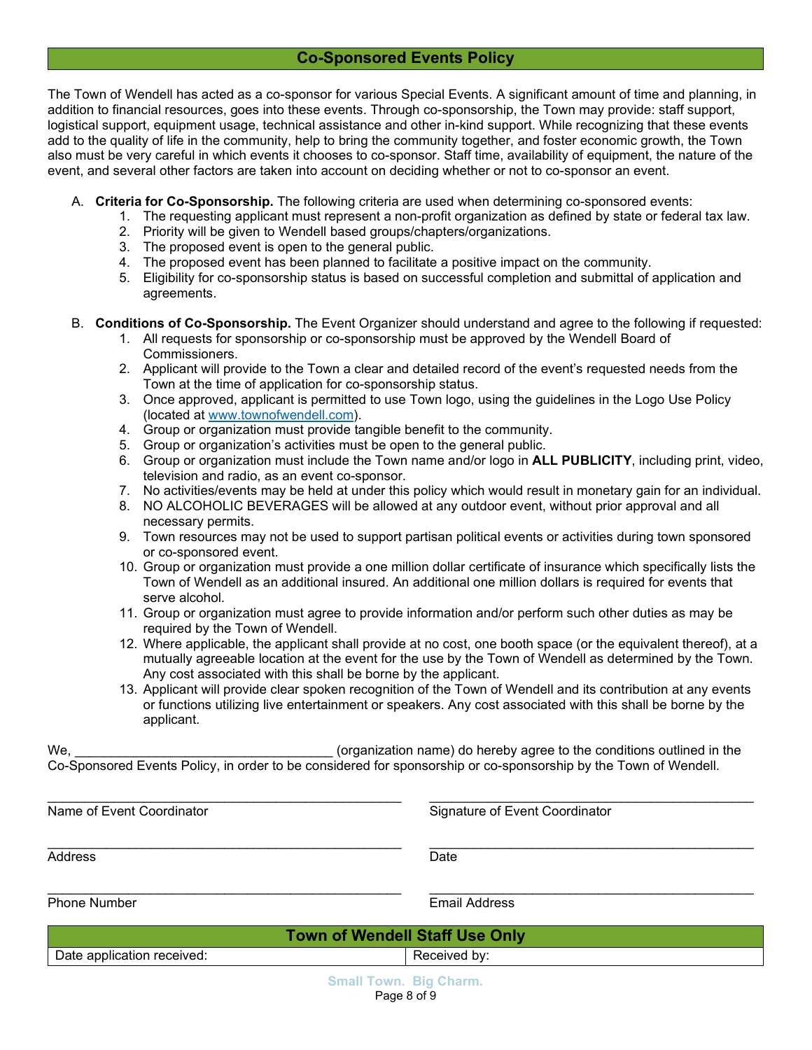## Co-Sponsored Events Policy

The Town of Wendell has acted as a co-sponsor for various Special Events. A significant amount of time and planning, in addition to financial resources, goes into these events. Through co-sponsorship, the Town may provide: staff support, logistical support, equipment usage, technical assistance and other in-kind support. While recognizing that these events add to the quality of life in the community, help to bring the community together, and foster economic growth, the Town also must be very careful in which events it chooses to co-sponsor. Staff time, availability of equipment, the nature of the event, and several other factors are taken into account on deciding whether or not to co-sponsor an event.

A. **Criteria for Co-Sponsorship.** The following criteria are used when determining co-sponsored events:
   1. The requesting applicant must represent a non-profit organization as defined by state or federal tax law.
   2. Priority will be given to Wendell based groups/chapters/organizations.
   3. The proposed event is open to the general public.
   4. The proposed event has been planned to facilitate a positive impact on the community.
   5. Eligibility for co-sponsorship status is based on successful completion and submittal of application and agreements.

B. **Conditions of Co-Sponsorship.** The Event Organizer should understand and agree to the following if requested:
   1. All requests for sponsorship or co-sponsorship must be approved by the Wendell Board of Commissioners.
   2. Applicant will provide to the Town a clear and detailed record of the event's requested needs from the Town at the time of application for co-sponsorship status.
   3. Once approved, applicant is permitted to use Town logo, using the guidelines in the Logo Use Policy (located at www.townofwendell.com).
   4. Group or organization must provide tangible benefit to the community.
   5. Group or organization's activities must be open to the general public.
   6. Group or organization must include the Town name and/or logo in **ALL PUBLICITY**, including print, video, television and radio, as an event co-sponsor.
   7. No activities/events may be held at under this policy which would result in monetary gain for an individual.
   8. NO ALCOHOLIC BEVERAGES will be allowed at any outdoor event, without prior approval and all necessary permits.
   9. Town resources may not be used to support partisan political events or activities during town sponsored or co-sponsored event.
   10. Group or organization must provide a one million dollar certificate of insurance which specifically lists the Town of Wendell as an additional insured. An additional one million dollars is required for events that serve alcohol.
   11. Group or organization must agree to provide information and/or perform such other duties as may be required by the Town of Wendell.
   12. Where applicable, the applicant shall provide at no cost, one booth space (or the equivalent thereof), at a mutually agreeable location at the event for the use by the Town of Wendell as determined by the Town. Any cost associated with this shall be borne by the applicant.
   13. Applicant will provide clear spoken recognition of the Town of Wendell and its contribution at any events or functions utilizing live entertainment or speakers. Any cost associated with this shall be borne by the applicant.

We, ___________________________________ (organization name) do hereby agree to the conditions outlined in the Co-Sponsored Events Policy, in order to be considered for sponsorship or co-sponsorship by the Town of Wendell.

_______________________________________________ Name of Event Coordinator

_______________________________________________ Signature of Event Coordinator

_______________________________________________ Address

_______________________________________________ Date

_______________________________________________ Phone Number

_______________________________________________ Email Address

| Town of Wendell Staff Use Only | |
|---|---|
| Date application received: | Received by: |

Small Town. Big Charm.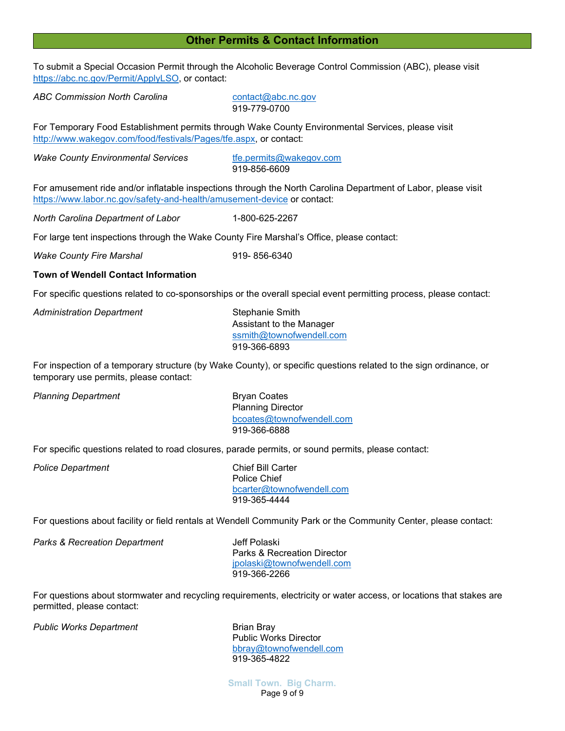## Other Permits & Contact Information

To submit a Special Occasion Permit through the Alcoholic Beverage Control Commission (ABC), please visit https://abc.nc.gov/Permit/ApplyLSO, or contact:

*ABC Commission North Carolina* — contact@abc.nc.gov
919-779-0700

For Temporary Food Establishment permits through Wake County Environmental Services, please visit http://www.wakegov.com/food/festivals/Pages/tfe.aspx, or contact:

*Wake County Environmental Services* — tfe.permits@wakegov.com
919-856-6609

For amusement ride and/or inflatable inspections through the North Carolina Department of Labor, please visit https://www.labor.nc.gov/safety-and-health/amusement-device or contact:

*North Carolina Department of Labor* — 1-800-625-2267

For large tent inspections through the Wake County Fire Marshal's Office, please contact:

*Wake County Fire Marshal* — 919- 856-6340

**Town of Wendell Contact Information**

For specific questions related to co-sponsorships or the overall special event permitting process, please contact:

*Administration Department*
Stephanie Smith
Assistant to the Manager
ssmith@townofwendell.com
919-366-6893

For inspection of a temporary structure (by Wake County), or specific questions related to the sign ordinance, or temporary use permits, please contact:

*Planning Department*
Bryan Coates
Planning Director
bcoates@townofwendell.com
919-366-6888

For specific questions related to road closures, parade permits, or sound permits, please contact:

*Police Department*
Chief Bill Carter
Police Chief
bcarter@townofwendell.com
919-365-4444

For questions about facility or field rentals at Wendell Community Park or the Community Center, please contact:

*Parks & Recreation Department*
Jeff Polaski
Parks & Recreation Director
jpolaski@townofwendell.com
919-366-2266

For questions about stormwater and recycling requirements, electricity or water access, or locations that stakes are permitted, please contact:

*Public Works Department*
Brian Bray
Public Works Director
bbray@townofwendell.com
919-365-4822